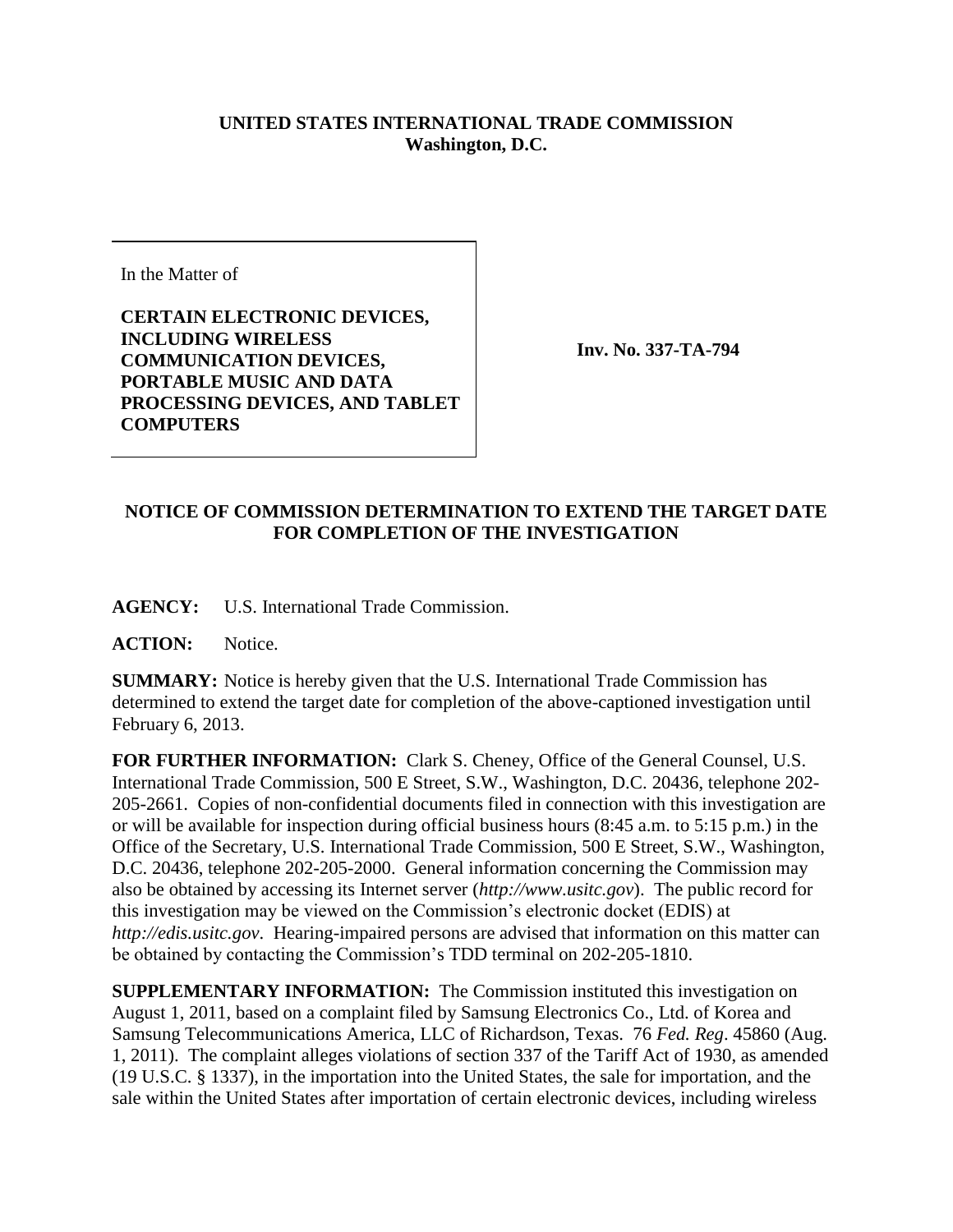**UNITED STATES INTERNATIONAL TRADE COMMISSION**
**Washington, D.C.**

In the Matter of

**CERTAIN ELECTRONIC DEVICES, INCLUDING WIRELESS COMMUNICATION DEVICES, PORTABLE MUSIC AND DATA PROCESSING DEVICES, AND TABLET COMPUTERS**

**Inv. No. 337-TA-794**

**NOTICE OF COMMISSION DETERMINATION TO EXTEND THE TARGET DATE FOR COMPLETION OF THE INVESTIGATION**

**AGENCY:** U.S. International Trade Commission.

**ACTION:** Notice.

**SUMMARY:** Notice is hereby given that the U.S. International Trade Commission has determined to extend the target date for completion of the above-captioned investigation until February 6, 2013.

**FOR FURTHER INFORMATION:** Clark S. Cheney, Office of the General Counsel, U.S. International Trade Commission, 500 E Street, S.W., Washington, D.C. 20436, telephone 202-205-2661. Copies of non-confidential documents filed in connection with this investigation are or will be available for inspection during official business hours (8:45 a.m. to 5:15 p.m.) in the Office of the Secretary, U.S. International Trade Commission, 500 E Street, S.W., Washington, D.C. 20436, telephone 202-205-2000. General information concerning the Commission may also be obtained by accessing its Internet server (*http://www.usitc.gov*). The public record for this investigation may be viewed on the Commission's electronic docket (EDIS) at *http://edis.usitc.gov*. Hearing-impaired persons are advised that information on this matter can be obtained by contacting the Commission's TDD terminal on 202-205-1810.

**SUPPLEMENTARY INFORMATION:** The Commission instituted this investigation on August 1, 2011, based on a complaint filed by Samsung Electronics Co., Ltd. of Korea and Samsung Telecommunications America, LLC of Richardson, Texas. 76 *Fed. Reg*. 45860 (Aug. 1, 2011). The complaint alleges violations of section 337 of the Tariff Act of 1930, as amended (19 U.S.C. § 1337), in the importation into the United States, the sale for importation, and the sale within the United States after importation of certain electronic devices, including wireless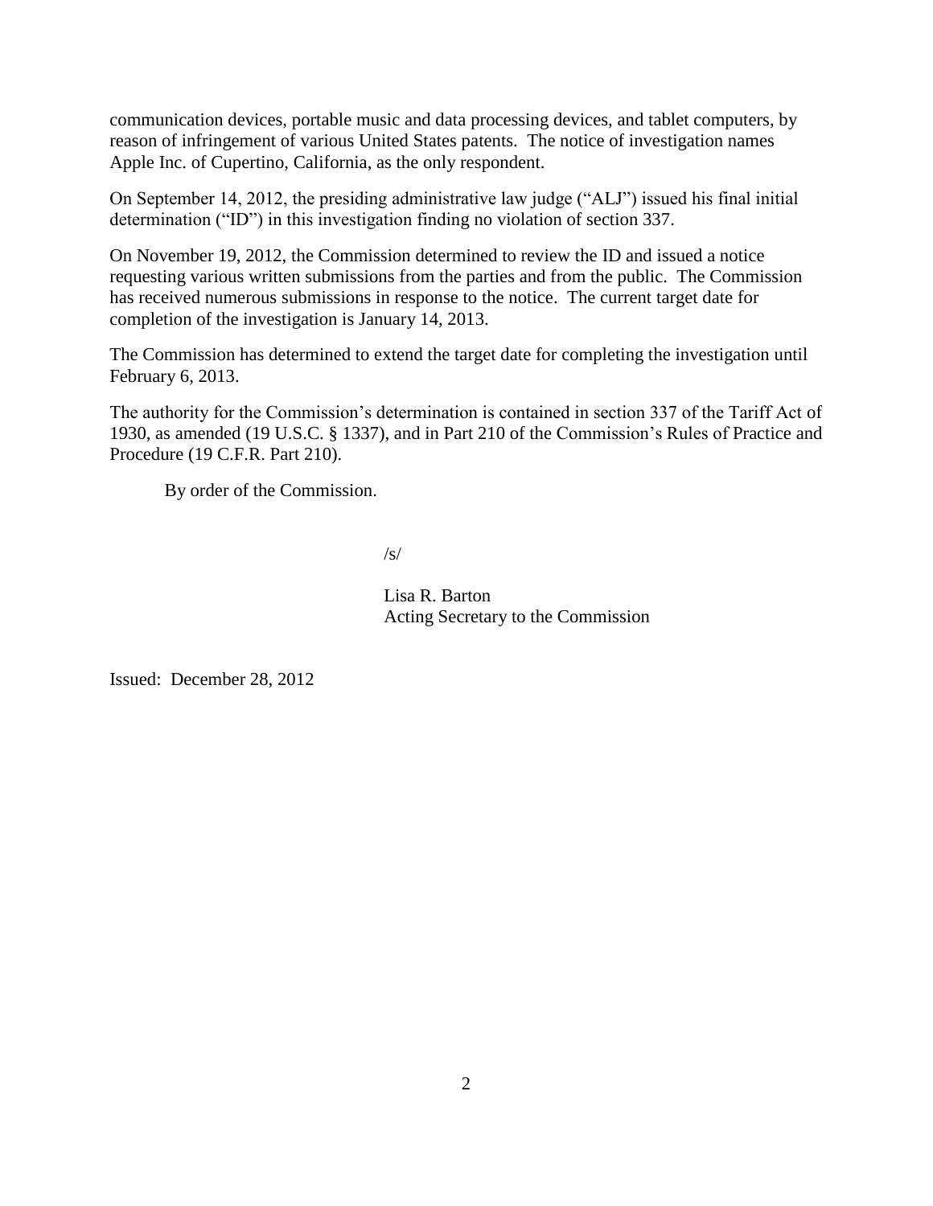communication devices, portable music and data processing devices, and tablet computers, by reason of infringement of various United States patents. The notice of investigation names Apple Inc. of Cupertino, California, as the only respondent.

On September 14, 2012, the presiding administrative law judge ("ALJ") issued his final initial determination ("ID") in this investigation finding no violation of section 337.

On November 19, 2012, the Commission determined to review the ID and issued a notice requesting various written submissions from the parties and from the public. The Commission has received numerous submissions in response to the notice. The current target date for completion of the investigation is January 14, 2013.

The Commission has determined to extend the target date for completing the investigation until February 6, 2013.

The authority for the Commission's determination is contained in section 337 of the Tariff Act of 1930, as amended (19 U.S.C. § 1337), and in Part 210 of the Commission's Rules of Practice and Procedure (19 C.F.R. Part 210).

By order of the Commission.

/s/

Lisa R. Barton
Acting Secretary to the Commission

Issued: December 28, 2012